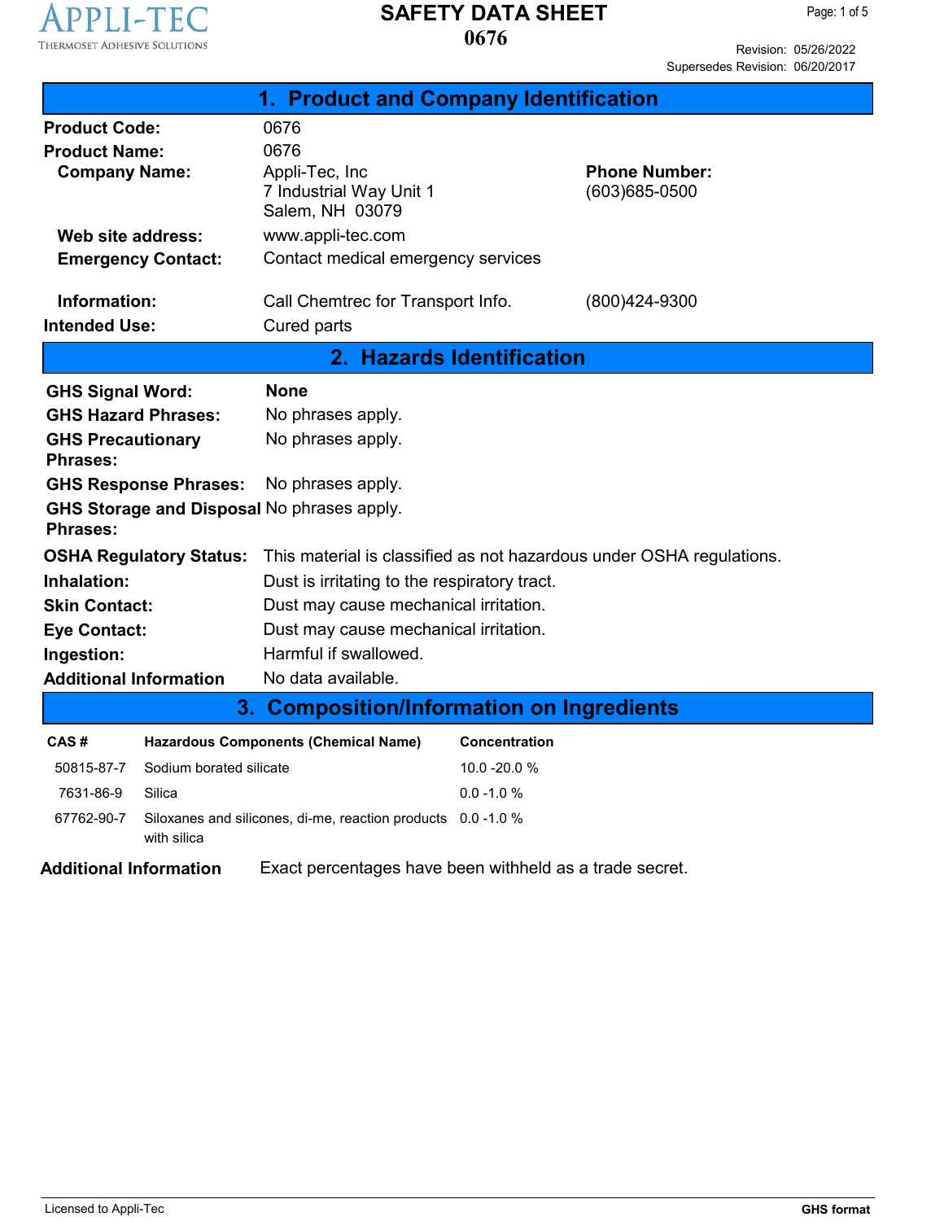# SAFETY DATA SHEET

# 0676

Revision: 05/26/2022
Supersedes Revision: 06/20/2017

## 1. Product and Company Identification

**Product Code:** 0676

**Product Name:** 0676

**Company Name:** Appli-Tec, Inc
7 Industrial Way Unit 1
Salem, NH 03079

**Phone Number:** (603)685-0500

**Web site address:** www.appli-tec.com

**Emergency Contact:** Contact medical emergency services

**Information:** Call Chemtrec for Transport Info. (800)424-9300

**Intended Use:** Cured parts

## 2. Hazards Identification

**GHS Signal Word:** **None**

**GHS Hazard Phrases:** No phrases apply.

**GHS Precautionary Phrases:** No phrases apply.

**GHS Response Phrases:** No phrases apply.

**GHS Storage and Disposal Phrases:** No phrases apply.

**OSHA Regulatory Status:** This material is classified as not hazardous under OSHA regulations.

**Inhalation:** Dust is irritating to the respiratory tract.

**Skin Contact:** Dust may cause mechanical irritation.

**Eye Contact:** Dust may cause mechanical irritation.

**Ingestion:** Harmful if swallowed.

**Additional Information** No data available.

## 3. Composition/Information on Ingredients

| CAS # | Hazardous Components (Chemical Name) | Concentration |
|---|---|---|
| 50815-87-7 | Sodium borated silicate | 10.0 -20.0 % |
| 7631-86-9 | Silica | 0.0 -1.0 % |
| 67762-90-7 | Siloxanes and silicones, di-me, reaction products with silica | 0.0 -1.0 % |

**Additional Information** Exact percentages have been withheld as a trade secret.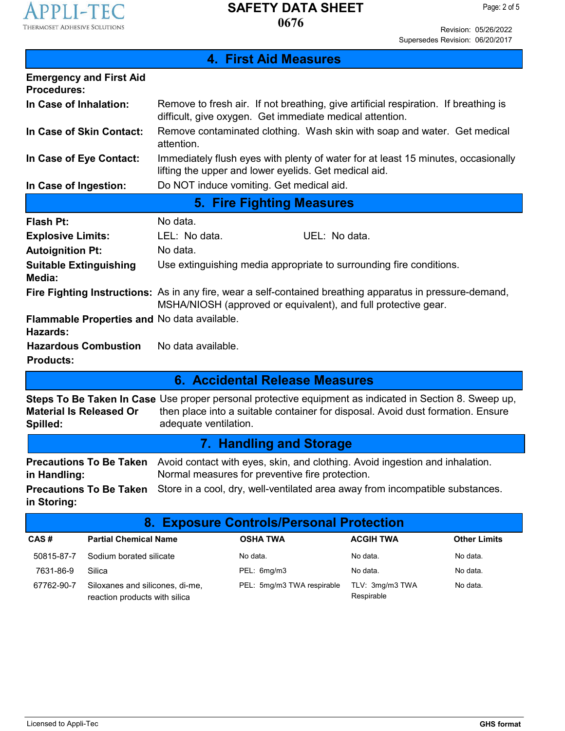## 4. First Aid Measures

**Emergency and First Aid Procedures:**

**In Case of Inhalation:** Remove to fresh air. If not breathing, give artificial respiration. If breathing is difficult, give oxygen. Get immediate medical attention.

**In Case of Skin Contact:** Remove contaminated clothing. Wash skin with soap and water. Get medical attention.

**In Case of Eye Contact:** Immediately flush eyes with plenty of water for at least 15 minutes, occasionally lifting the upper and lower eyelids. Get medical aid.

**In Case of Ingestion:** Do NOT induce vomiting. Get medical aid.

## 5. Fire Fighting Measures

**Flash Pt:** No data.

**Explosive Limits:** LEL: No data. UEL: No data.

**Autoignition Pt:** No data.

**Suitable Extinguishing Media:** Use extinguishing media appropriate to surrounding fire conditions.

**Fire Fighting Instructions:** As in any fire, wear a self-contained breathing apparatus in pressure-demand, MSHA/NIOSH (approved or equivalent), and full protective gear.

**Flammable Properties and Hazards:** No data available.

**Hazardous Combustion Products:** No data available.

## 6. Accidental Release Measures

**Steps To Be Taken In Case Material Is Released Or Spilled:** Use proper personal protective equipment as indicated in Section 8. Sweep up, then place into a suitable container for disposal. Avoid dust formation. Ensure adequate ventilation.

## 7. Handling and Storage

**Precautions To Be Taken in Handling:** Avoid contact with eyes, skin, and clothing. Avoid ingestion and inhalation. Normal measures for preventive fire protection.

**Precautions To Be Taken in Storing:** Store in a cool, dry, well-ventilated area away from incompatible substances.

## 8. Exposure Controls/Personal Protection

| CAS # | Partial Chemical Name | OSHA TWA | ACGIH TWA | Other Limits |
|---|---|---|---|---|
| 50815-87-7 | Sodium borated silicate | No data. | No data. | No data. |
| 7631-86-9 | Silica | PEL: 6mg/m3 | No data. | No data. |
| 67762-90-7 | Siloxanes and silicones, di-me, reaction products with silica | PEL: 5mg/m3 TWA respirable | TLV: 3mg/m3 TWA Respirable | No data. |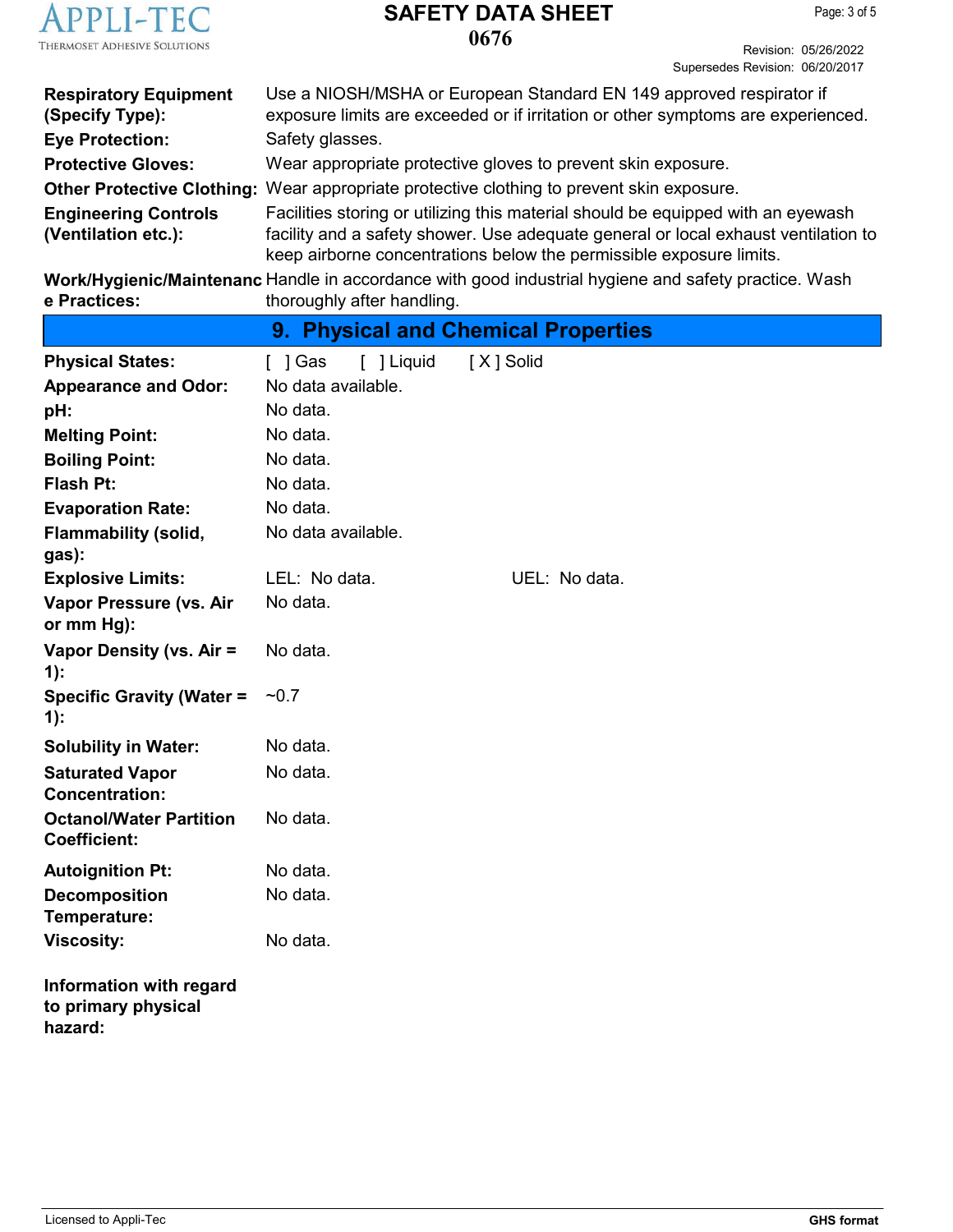| | |
|---|---|
| **Respiratory Equipment (Specify Type):** | Use a NIOSH/MSHA or European Standard EN 149 approved respirator if exposure limits are exceeded or if irritation or other symptoms are experienced. |
| **Eye Protection:** | Safety glasses. |
| **Protective Gloves:** | Wear appropriate protective gloves to prevent skin exposure. |
| **Other Protective Clothing:** | Wear appropriate protective clothing to prevent skin exposure. |
| **Engineering Controls (Ventilation etc.):** | Facilities storing or utilizing this material should be equipped with an eyewash facility and a safety shower. Use adequate general or local exhaust ventilation to keep airborne concentrations below the permissible exposure limits. |
| **Work/Hygienic/Maintenance Practices:** | Handle in accordance with good industrial hygiene and safety practice. Wash thoroughly after handling. |

## 9. Physical and Chemical Properties

| | |
|---|---|
| **Physical States:** | [ ] Gas [ ] Liquid [ X ] Solid |
| **Appearance and Odor:** | No data available. |
| **pH:** | No data. |
| **Melting Point:** | No data. |
| **Boiling Point:** | No data. |
| **Flash Pt:** | No data. |
| **Evaporation Rate:** | No data. |
| **Flammability (solid, gas):** | No data available. |
| **Explosive Limits:** | LEL: No data. UEL: No data. |
| **Vapor Pressure (vs. Air or mm Hg):** | No data. |
| **Vapor Density (vs. Air = 1):** | No data. |
| **Specific Gravity (Water = 1):** | ~0.7 |
| **Solubility in Water:** | No data. |
| **Saturated Vapor Concentration:** | No data. |
| **Octanol/Water Partition Coefficient:** | No data. |
| **Autoignition Pt:** | No data. |
| **Decomposition Temperature:** | No data. |
| **Viscosity:** | No data. |

**Information with regard to primary physical hazard:**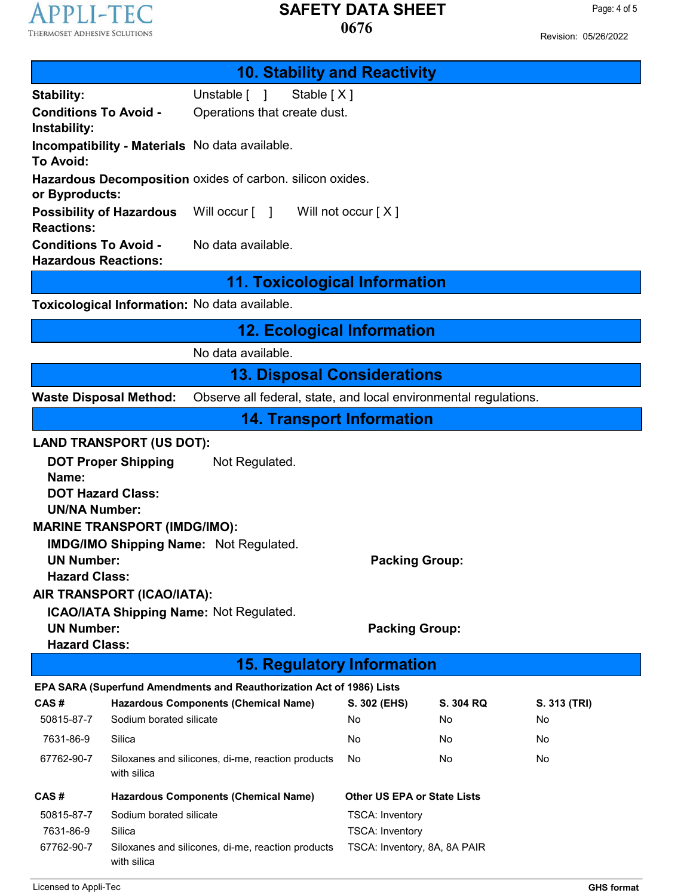## 10. Stability and Reactivity

**Stability:** Unstable [ ] Stable [ X ]

**Conditions To Avoid - Instability:** Operations that create dust.

**Incompatibility - Materials To Avoid:** No data available.

**Hazardous Decomposition or Byproducts:** oxides of carbon. silicon oxides.

**Possibility of Hazardous Reactions:** Will occur [ ] Will not occur [ X ]

**Conditions To Avoid - Hazardous Reactions:** No data available.

## 11. Toxicological Information

**Toxicological Information:** No data available.

## 12. Ecological Information

No data available.

## 13. Disposal Considerations

**Waste Disposal Method:** Observe all federal, state, and local environmental regulations.

## 14. Transport Information

**LAND TRANSPORT (US DOT):**

**DOT Proper Shipping Name:** Not Regulated.

**DOT Hazard Class:**

**UN/NA Number:**

**MARINE TRANSPORT (IMDG/IMO):**

**IMDG/IMO Shipping Name:** Not Regulated.

**UN Number:** **Packing Group:**

**Hazard Class:**

**AIR TRANSPORT (ICAO/IATA):**

**ICAO/IATA Shipping Name:** Not Regulated.

**UN Number:** **Packing Group:**

**Hazard Class:**

## 15. Regulatory Information

**EPA SARA (Superfund Amendments and Reauthorization Act of 1986) Lists**

| CAS # | Hazardous Components (Chemical Name) | S. 302 (EHS) | S. 304 RQ | S. 313 (TRI) |
|---|---|---|---|---|
| 50815-87-7 | Sodium borated silicate | No | No | No |
| 7631-86-9 | Silica | No | No | No |
| 67762-90-7 | Siloxanes and silicones, di-me, reaction products with silica | No | No | No |

| CAS # | Hazardous Components (Chemical Name) | Other US EPA or State Lists |
|---|---|---|
| 50815-87-7 | Sodium borated silicate | TSCA: Inventory |
| 7631-86-9 | Silica | TSCA: Inventory |
| 67762-90-7 | Siloxanes and silicones, di-me, reaction products with silica | TSCA: Inventory, 8A, 8A PAIR |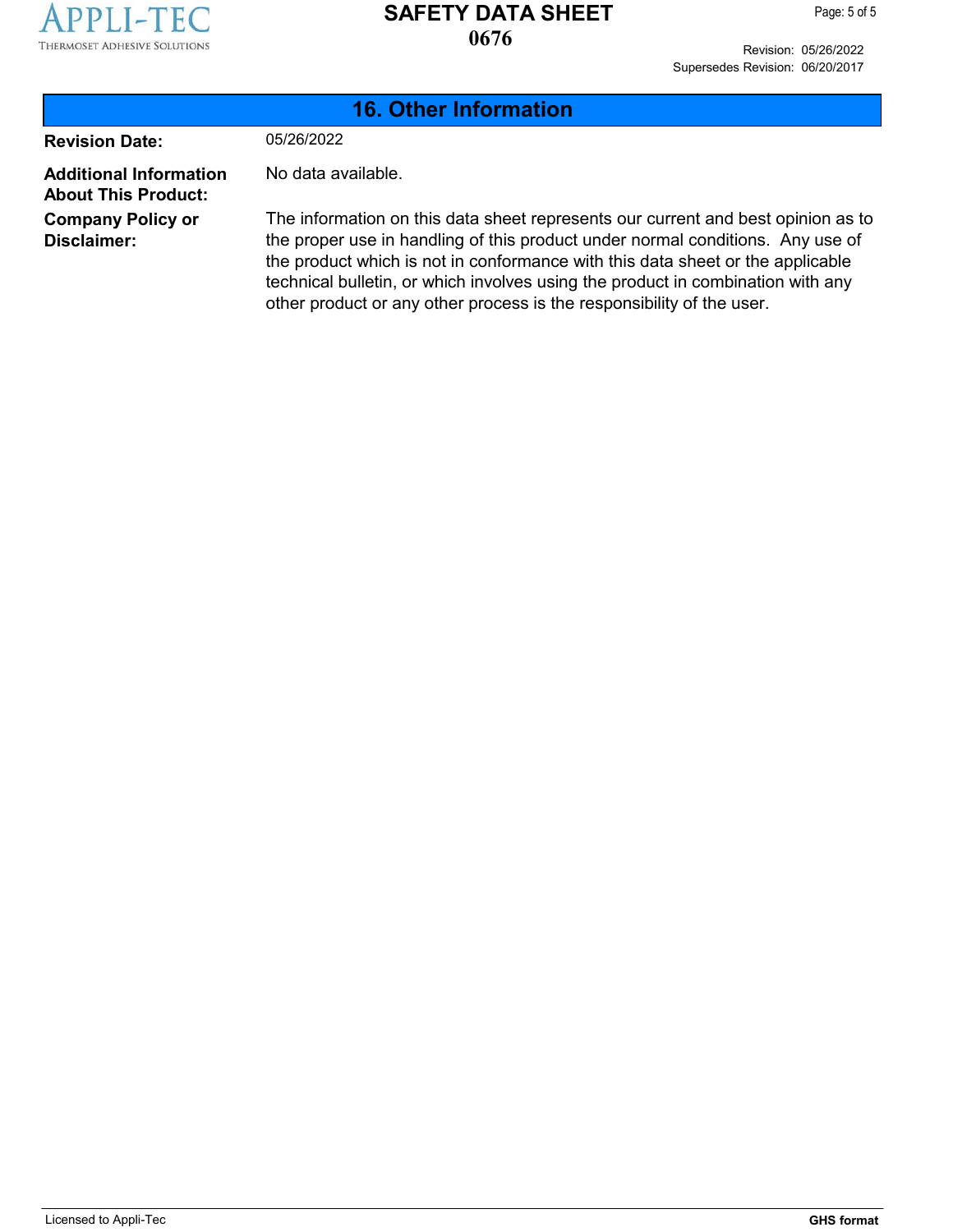## 16. Other Information

| | |
|---|---|
| **Revision Date:** | 05/26/2022 |
| **Additional Information About This Product:** | No data available. |
| **Company Policy or Disclaimer:** | The information on this data sheet represents our current and best opinion as to the proper use in handling of this product under normal conditions. Any use of the product which is not in conformance with this data sheet or the applicable technical bulletin, or which involves using the product in combination with any other product or any other process is the responsibility of the user. |